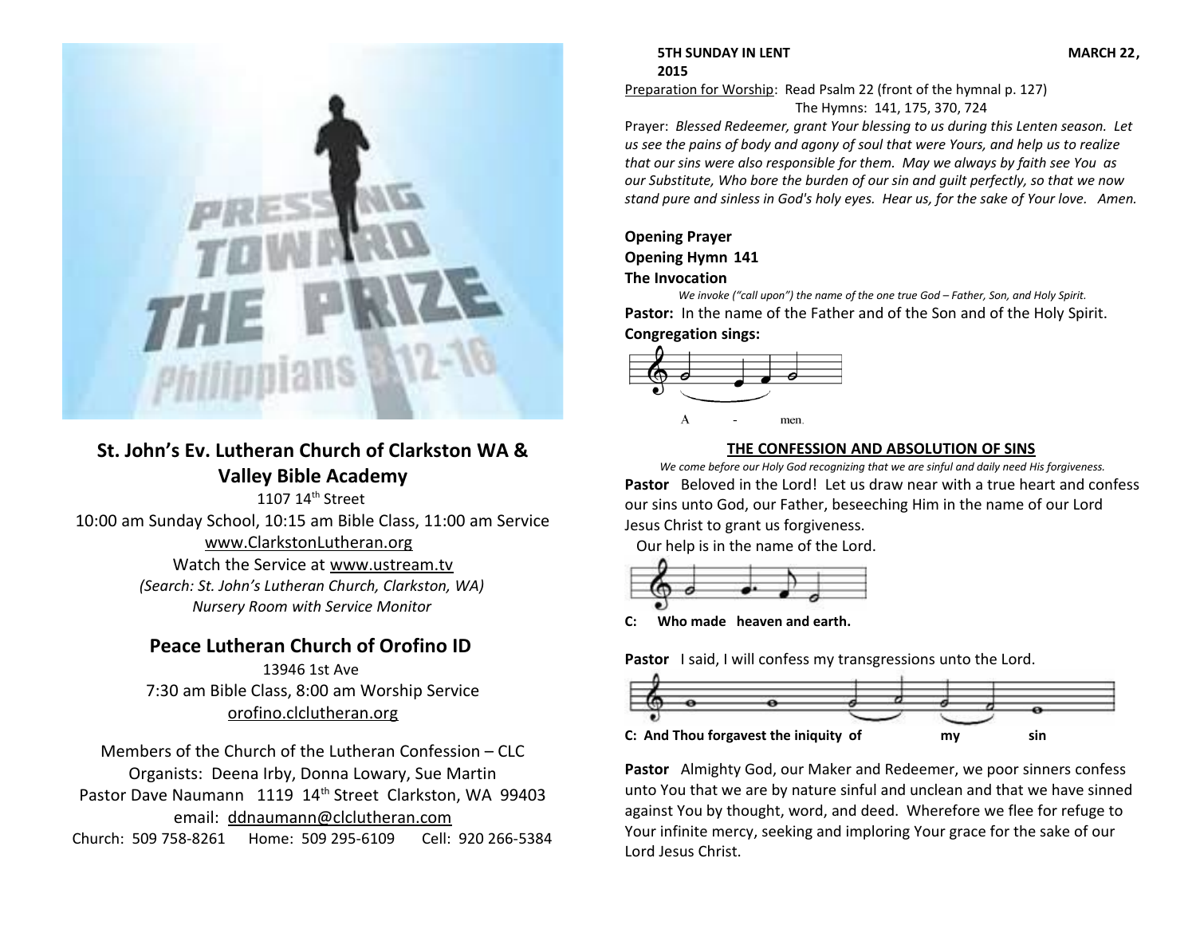PRESSING TOWARD THE PRIZE

Philippians 3:12-16

## St. John's Ev. Lutheran Church of Clarkston WA & Valley Bible Academy

1107 14th Street

10:00 am Sunday School, 10:15 am Bible Class, 11:00 am Service

www.ClarkstonLutheran.org

Watch the Service at www.ustream.tv

*(Search: St. John's Lutheran Church, Clarkston, WA)*

*Nursery Room with Service Monitor*

## Peace Lutheran Church of Orofino ID

13946 1st Ave

7:30 am Bible Class, 8:00 am Worship Service

orofino.clclutheran.org

Members of the Church of the Lutheran Confession – CLC

Organists: Deena Irby, Donna Lowary, Sue Martin

Pastor Dave Naumann 1119 14th Street Clarkston, WA 99403

email: ddnaumann@clclutheran.com

Church: 509 758-8261 Home: 509 295-6109 Cell: 920 266-5384

**5TH SUNDAY IN LENT MARCH 22, 2015**

Preparation for Worship: Read Psalm 22 (front of the hymnal p. 127)

The Hymns: 141, 175, 370, 724

Prayer: *Blessed Redeemer, grant Your blessing to us during this Lenten season. Let us see the pains of body and agony of soul that were Yours, and help us to realize that our sins were also responsible for them. May we always by faith see You as our Substitute, Who bore the burden of our sin and guilt perfectly, so that we now stand pure and sinless in God's holy eyes. Hear us, for the sake of Your love. Amen.*

**Opening Prayer**

**Opening Hymn 141**

**The Invocation**

*We invoke ("call upon") the name of the one true God – Father, Son, and Holy Spirit.*

**Pastor:** In the name of the Father and of the Son and of the Holy Spirit.

**Congregation sings:**

A - men.

### THE CONFESSION AND ABSOLUTION OF SINS

*We come before our Holy God recognizing that we are sinful and daily need His forgiveness.*

**Pastor** Beloved in the Lord! Let us draw near with a true heart and confess our sins unto God, our Father, beseeching Him in the name of our Lord Jesus Christ to grant us forgiveness.

Our help is in the name of the Lord.

**C: Who made heaven and earth.**

**Pastor** I said, I will confess my transgressions unto the Lord.

**C: And Thou forgavest the iniquity of my sin**

**Pastor** Almighty God, our Maker and Redeemer, we poor sinners confess unto You that we are by nature sinful and unclean and that we have sinned against You by thought, word, and deed. Wherefore we flee for refuge to Your infinite mercy, seeking and imploring Your grace for the sake of our Lord Jesus Christ.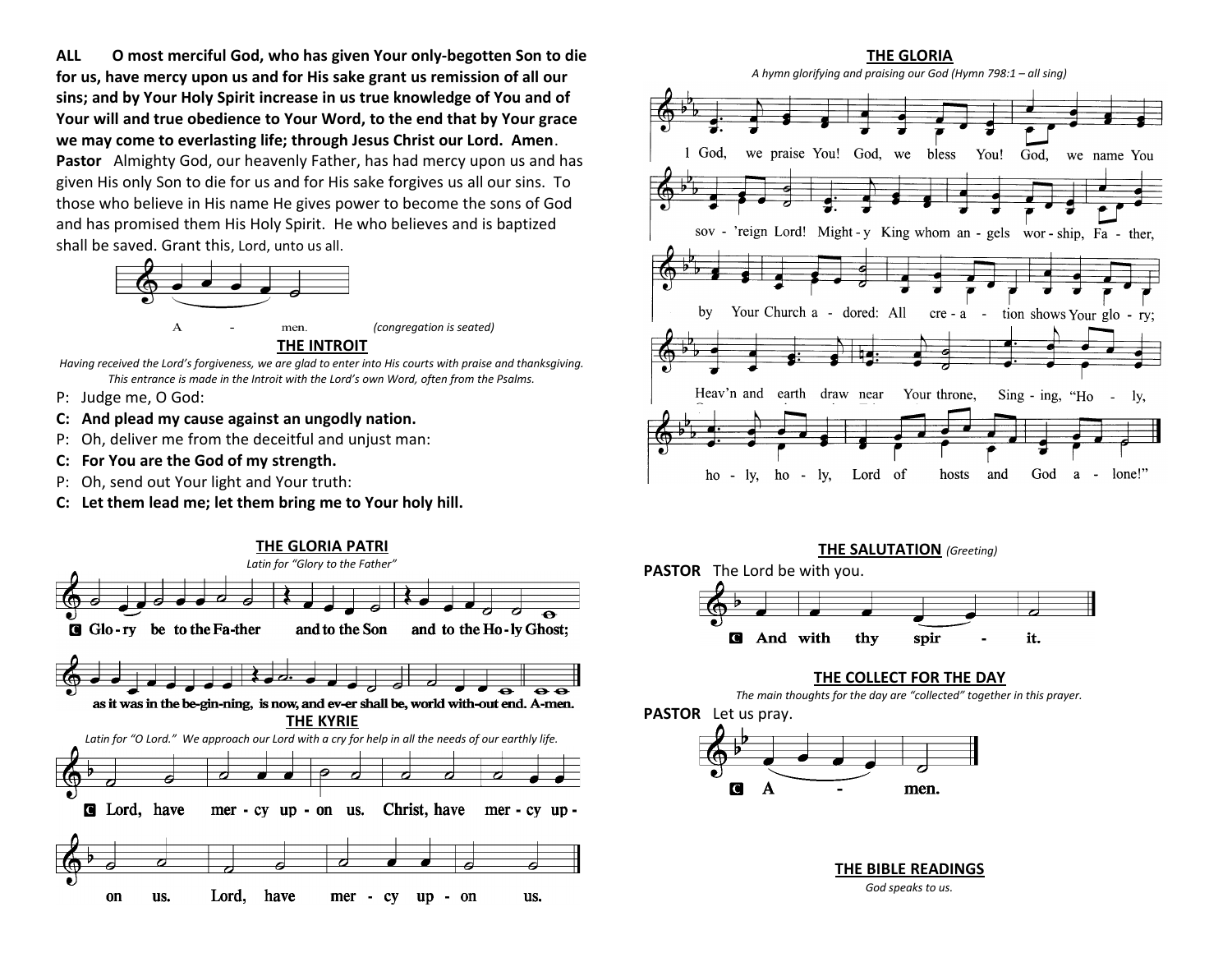**ALL** **O most merciful God, who has given Your only-begotten Son to die for us, have mercy upon us and for His sake grant us remission of all our sins; and by Your Holy Spirit increase in us true knowledge of You and of Your will and true obedience to Your Word, to the end that by Your grace we may come to everlasting life; through Jesus Christ our Lord. Amen**.

**Pastor** Almighty God, our heavenly Father, has had mercy upon us and has given His only Son to die for us and for His sake forgives us all our sins. To those who believe in His name He gives power to become the sons of God and has promised them His Holy Spirit. He who believes and is baptized shall be saved. Grant this, Lord, unto us all.

A - men. *(congregation is seated)*

## THE INTROIT

*Having received the Lord's forgiveness, we are glad to enter into His courts with praise and thanksgiving. This entrance is made in the Introit with the Lord's own Word, often from the Psalms.*

P: Judge me, O God:

**C: And plead my cause against an ungodly nation.**

P: Oh, deliver me from the deceitful and unjust man:

**C: For You are the God of my strength.**

P: Oh, send out Your light and Your truth:

**C: Let them lead me; let them bring me to Your holy hill.**

## THE GLORIA PATRI

*Latin for "Glory to the Father"*

C Glo-ry be to the Fa-ther and to the Son and to the Ho-ly Ghost; as it was in the be-gin-ning, is now, and ev-er shall be, world with-out end. A-men.

## THE KYRIE

*Latin for "O Lord." We approach our Lord with a cry for help in all the needs of our earthly life.*

C Lord, have mer-cy up-on us. Christ, have mer-cy up-on us. Lord, have mer-cy up-on us.

## THE GLORIA

*A hymn glorifying and praising our God (Hymn 798:1 – all sing)*

1 God, we praise You! God, we bless You! God, we name You sov-'reign Lord! Might-y King whom an-gels wor-ship, Fa-ther, by Your Church a-dored: All cre-a-tion shows Your glo-ry; Heav'n and earth draw near Your throne, Sing-ing, "Ho-ly, ho-ly, ho-ly, Lord of hosts and God a-lone!"

## THE SALUTATION *(Greeting)*

**PASTOR** The Lord be with you.

C And with thy spir - it.

## THE COLLECT FOR THE DAY

*The main thoughts for the day are "collected" together in this prayer.*

**PASTOR** Let us pray.

C A - men.

## THE BIBLE READINGS

*God speaks to us.*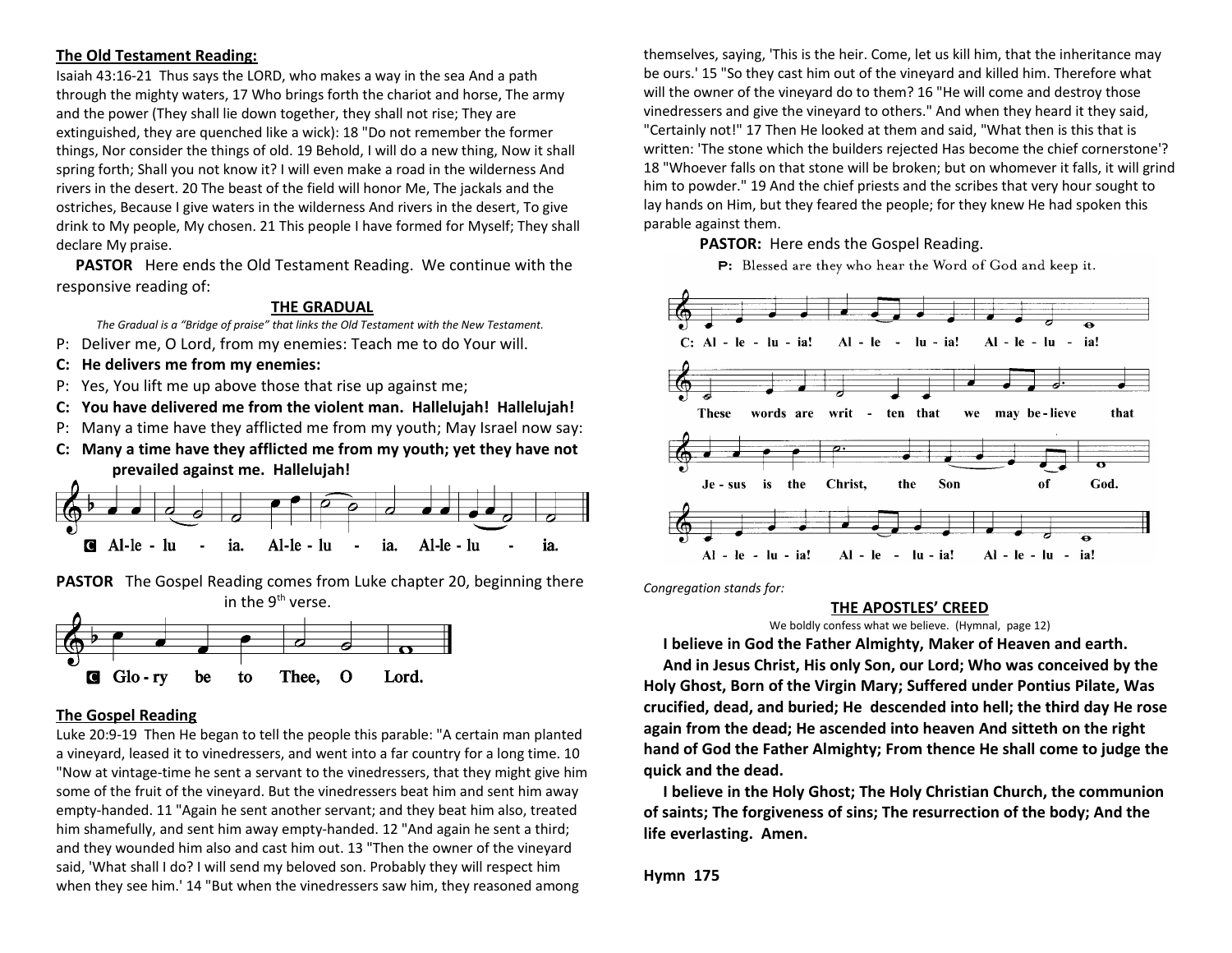**The Old Testament Reading:**

Isaiah 43:16-21 Thus says the LORD, who makes a way in the sea And a path through the mighty waters, 17 Who brings forth the chariot and horse, The army and the power (They shall lie down together, they shall not rise; They are extinguished, they are quenched like a wick): 18 "Do not remember the former things, Nor consider the things of old. 19 Behold, I will do a new thing, Now it shall spring forth; Shall you not know it? I will even make a road in the wilderness And rivers in the desert. 20 The beast of the field will honor Me, The jackals and the ostriches, Because I give waters in the wilderness And rivers in the desert, To give drink to My people, My chosen. 21 This people I have formed for Myself; They shall declare My praise.

**PASTOR** Here ends the Old Testament Reading. We continue with the responsive reading of:

**THE GRADUAL**

*The Gradual is a "Bridge of praise" that links the Old Testament with the New Testament.*

P: Deliver me, O Lord, from my enemies: Teach me to do Your will.

**C: He delivers me from my enemies:**

P: Yes, You lift me up above those that rise up against me;

**C: You have delivered me from the violent man. Hallelujah! Hallelujah!**

P: Many a time have they afflicted me from my youth; May Israel now say:

**C: Many a time have they afflicted me from my youth; yet they have not prevailed against me. Hallelujah!**

C Al-le-lu-ia. Al-le-lu-ia. Al-le-lu-ia.

**PASTOR** The Gospel Reading comes from Luke chapter 20, beginning there in the 9th verse.

C Glo-ry be to Thee, O Lord.

**The Gospel Reading**

Luke 20:9-19 Then He began to tell the people this parable: "A certain man planted a vineyard, leased it to vinedressers, and went into a far country for a long time. 10 "Now at vintage-time he sent a servant to the vinedressers, that they might give him some of the fruit of the vineyard. But the vinedressers beat him and sent him away empty-handed. 11 "Again he sent another servant; and they beat him also, treated him shamefully, and sent him away empty-handed. 12 "And again he sent a third; and they wounded him also and cast him out. 13 "Then the owner of the vineyard said, 'What shall I do? I will send my beloved son. Probably they will respect him when they see him.' 14 "But when the vinedressers saw him, they reasoned among themselves, saying, 'This is the heir. Come, let us kill him, that the inheritance may be ours.' 15 "So they cast him out of the vineyard and killed him. Therefore what will the owner of the vineyard do to them? 16 "He will come and destroy those vinedressers and give the vineyard to others." And when they heard it they said, "Certainly not!" 17 Then He looked at them and said, "What then is this that is written: 'The stone which the builders rejected Has become the chief cornerstone'? 18 "Whoever falls on that stone will be broken; but on whomever it falls, it will grind him to powder." 19 And the chief priests and the scribes that very hour sought to lay hands on Him, but they feared the people; for they knew He had spoken this parable against them.

**PASTOR:** Here ends the Gospel Reading.

P: Blessed are they who hear the Word of God and keep it.

C: Al-le-lu-ia! Al-le-lu-ia! Al-le-lu-ia!
These words are writ-ten that we may be-lieve that Je-sus is the Christ, the Son of God.
Al-le-lu-ia! Al-le-lu-ia! Al-le-lu-ia!

*Congregation stands for:*

**THE APOSTLES' CREED**

We boldly confess what we believe. (Hymnal, page 12)

**I believe in God the Father Almighty, Maker of Heaven and earth.**

**And in Jesus Christ, His only Son, our Lord; Who was conceived by the Holy Ghost, Born of the Virgin Mary; Suffered under Pontius Pilate, Was crucified, dead, and buried; He descended into hell; the third day He rose again from the dead; He ascended into heaven And sitteth on the right hand of God the Father Almighty; From thence He shall come to judge the quick and the dead.**

**I believe in the Holy Ghost; The Holy Christian Church, the communion of saints; The forgiveness of sins; The resurrection of the body; And the life everlasting. Amen.**

**Hymn 175**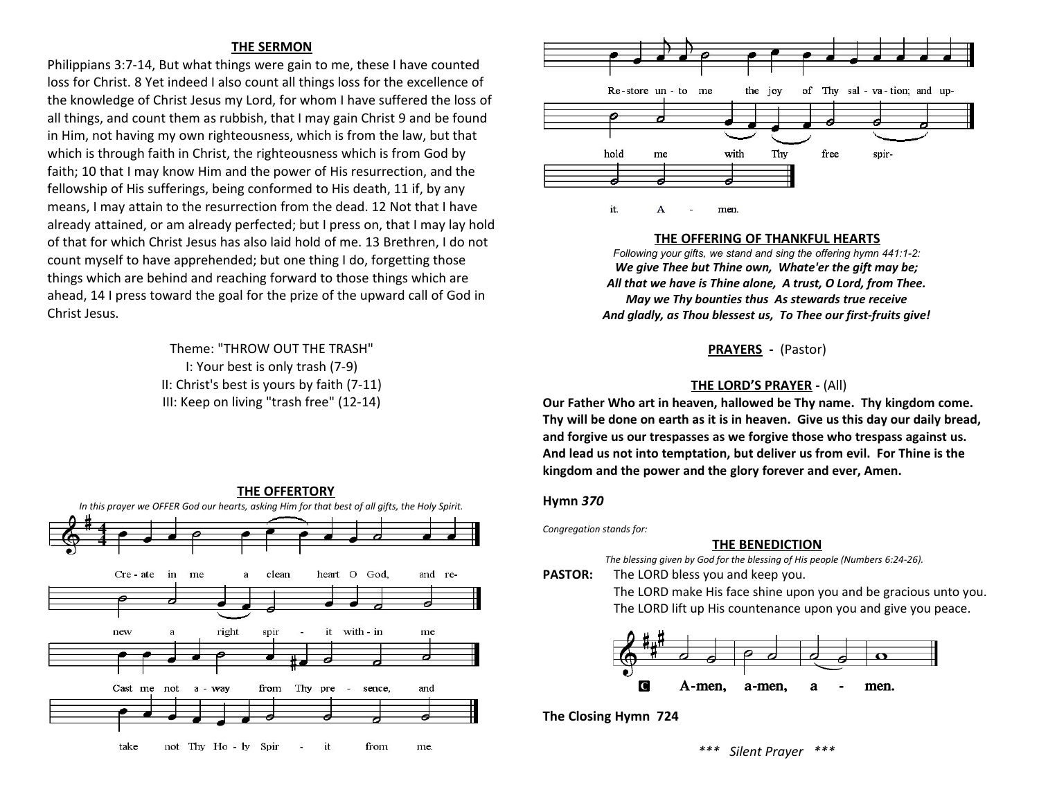**THE SERMON**

Philippians 3:7-14, But what things were gain to me, these I have counted loss for Christ. 8 Yet indeed I also count all things loss for the excellence of the knowledge of Christ Jesus my Lord, for whom I have suffered the loss of all things, and count them as rubbish, that I may gain Christ 9 and be found in Him, not having my own righteousness, which is from the law, but that which is through faith in Christ, the righteousness which is from God by faith; 10 that I may know Him and the power of His resurrection, and the fellowship of His sufferings, being conformed to His death, 11 if, by any means, I may attain to the resurrection from the dead. 12 Not that I have already attained, or am already perfected; but I press on, that I may lay hold of that for which Christ Jesus has also laid hold of me. 13 Brethren, I do not count myself to have apprehended; but one thing I do, forgetting those things which are behind and reaching forward to those things which are ahead, 14 I press toward the goal for the prize of the upward call of God in Christ Jesus.

Theme: "THROW OUT THE TRASH"
I: Your best is only trash (7-9)
II: Christ's best is yours by faith (7-11)
III: Keep on living "trash free" (12-14)

**THE OFFERTORY**

*In this prayer we OFFER God our hearts, asking Him for that best of all gifts, the Holy Spirit.*

Create in me a clean heart O God, and renew a right spirit within me
Cast me not away from Thy presence, and take not Thy Holy Spirit from me.
Restore unto me the joy of Thy salvation; and uphold me with Thy free spirit. Amen.

**THE OFFERING OF THANKFUL HEARTS**

*Following your gifts, we stand and sing the offering hymn 441:1-2:*

***We give Thee but Thine own, Whate'er the gift may be;***
***All that we have is Thine alone, A trust, O Lord, from Thee.***
***May we Thy bounties thus As stewards true receive***
***And gladly, as Thou blessest us, To Thee our first-fruits give!***

**PRAYERS** - (Pastor)

**THE LORD'S PRAYER** - (All)

**Our Father Who art in heaven, hallowed be Thy name. Thy kingdom come. Thy will be done on earth as it is in heaven. Give us this day our daily bread, and forgive us our trespasses as we forgive those who trespass against us. And lead us not into temptation, but deliver us from evil. For Thine is the kingdom and the power and the glory forever and ever, Amen.**

**Hymn *370***

*Congregation stands for:*

**THE BENEDICTION**

*The blessing given by God for the blessing of His people (Numbers 6:24-26).*

**PASTOR:** The LORD bless you and keep you.
The LORD make His face shine upon you and be gracious unto you.
The LORD lift up His countenance upon you and give you peace.

**C** **Amen, amen, amen.**

**The Closing Hymn 724**

*\*\*\* Silent Prayer \*\*\**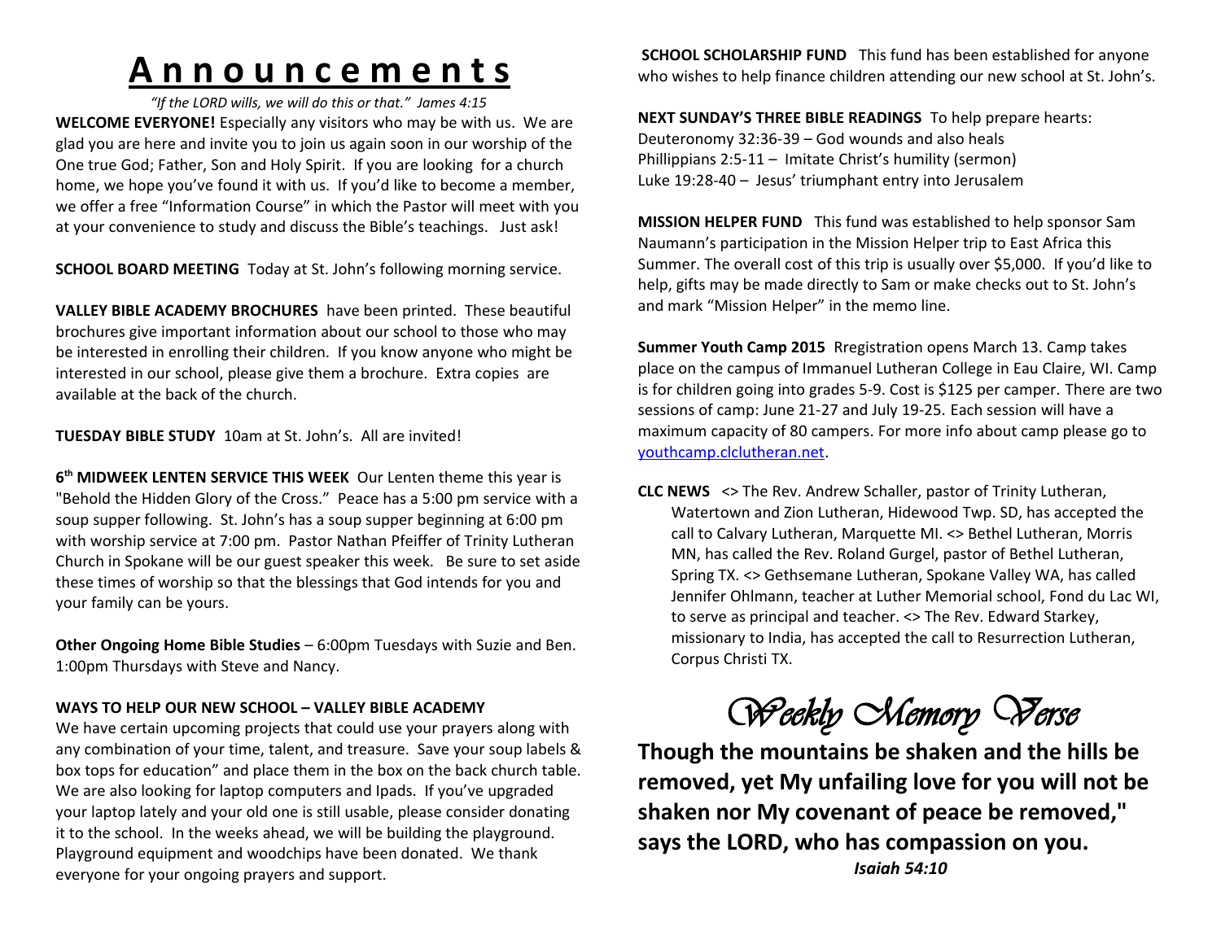# A n n o u n c e m e n t s

*"If the LORD wills, we will do this or that." James 4:15*

**WELCOME EVERYONE!** Especially any visitors who may be with us. We are glad you are here and invite you to join us again soon in our worship of the One true God; Father, Son and Holy Spirit. If you are looking for a church home, we hope you've found it with us. If you'd like to become a member, we offer a free "Information Course" in which the Pastor will meet with you at your convenience to study and discuss the Bible's teachings. Just ask!

**SCHOOL BOARD MEETING** Today at St. John's following morning service.

**VALLEY BIBLE ACADEMY BROCHURES** have been printed. These beautiful brochures give important information about our school to those who may be interested in enrolling their children. If you know anyone who might be interested in our school, please give them a brochure. Extra copies are available at the back of the church.

**TUESDAY BIBLE STUDY** 10am at St. John's. All are invited!

**6th MIDWEEK LENTEN SERVICE THIS WEEK** Our Lenten theme this year is "Behold the Hidden Glory of the Cross." Peace has a 5:00 pm service with a soup supper following. St. John's has a soup supper beginning at 6:00 pm with worship service at 7:00 pm. Pastor Nathan Pfeiffer of Trinity Lutheran Church in Spokane will be our guest speaker this week. Be sure to set aside these times of worship so that the blessings that God intends for you and your family can be yours.

**Other Ongoing Home Bible Studies** – 6:00pm Tuesdays with Suzie and Ben. 1:00pm Thursdays with Steve and Nancy.

**WAYS TO HELP OUR NEW SCHOOL – VALLEY BIBLE ACADEMY**
We have certain upcoming projects that could use your prayers along with any combination of your time, talent, and treasure. Save your soup labels & box tops for education" and place them in the box on the back church table. We are also looking for laptop computers and Ipads. If you've upgraded your laptop lately and your old one is still usable, please consider donating it to the school. In the weeks ahead, we will be building the playground. Playground equipment and woodchips have been donated. We thank everyone for your ongoing prayers and support.

**SCHOOL SCHOLARSHIP FUND** This fund has been established for anyone who wishes to help finance children attending our new school at St. John's.

**NEXT SUNDAY'S THREE BIBLE READINGS** To help prepare hearts:
Deuteronomy 32:36-39 – God wounds and also heals
Phillippians 2:5-11 – Imitate Christ's humility (sermon)
Luke 19:28-40 – Jesus' triumphant entry into Jerusalem

**MISSION HELPER FUND** This fund was established to help sponsor Sam Naumann's participation in the Mission Helper trip to East Africa this Summer. The overall cost of this trip is usually over $5,000. If you'd like to help, gifts may be made directly to Sam or make checks out to St. John's and mark "Mission Helper" in the memo line.

**Summer Youth Camp 2015** Registration opens March 13. Camp takes place on the campus of Immanuel Lutheran College in Eau Claire, WI. Camp is for children going into grades 5-9. Cost is $125 per camper. There are two sessions of camp: June 21-27 and July 19-25. Each session will have a maximum capacity of 80 campers. For more info about camp please go to youthcamp.clclutheran.net.

**CLC NEWS** <> The Rev. Andrew Schaller, pastor of Trinity Lutheran, Watertown and Zion Lutheran, Hidewood Twp. SD, has accepted the call to Calvary Lutheran, Marquette MI. <> Bethel Lutheran, Morris MN, has called the Rev. Roland Gurgel, pastor of Bethel Lutheran, Spring TX. <> Gethsemane Lutheran, Spokane Valley WA, has called Jennifer Ohlmann, teacher at Luther Memorial school, Fond du Lac WI, to serve as principal and teacher. <> The Rev. Edward Starkey, missionary to India, has accepted the call to Resurrection Lutheran, Corpus Christi TX.

## *Weekly Memory Verse*

**Though the mountains be shaken and the hills be removed, yet My unfailing love for you will not be shaken nor My covenant of peace be removed," says the LORD, who has compassion on you.**

***Isaiah 54:10***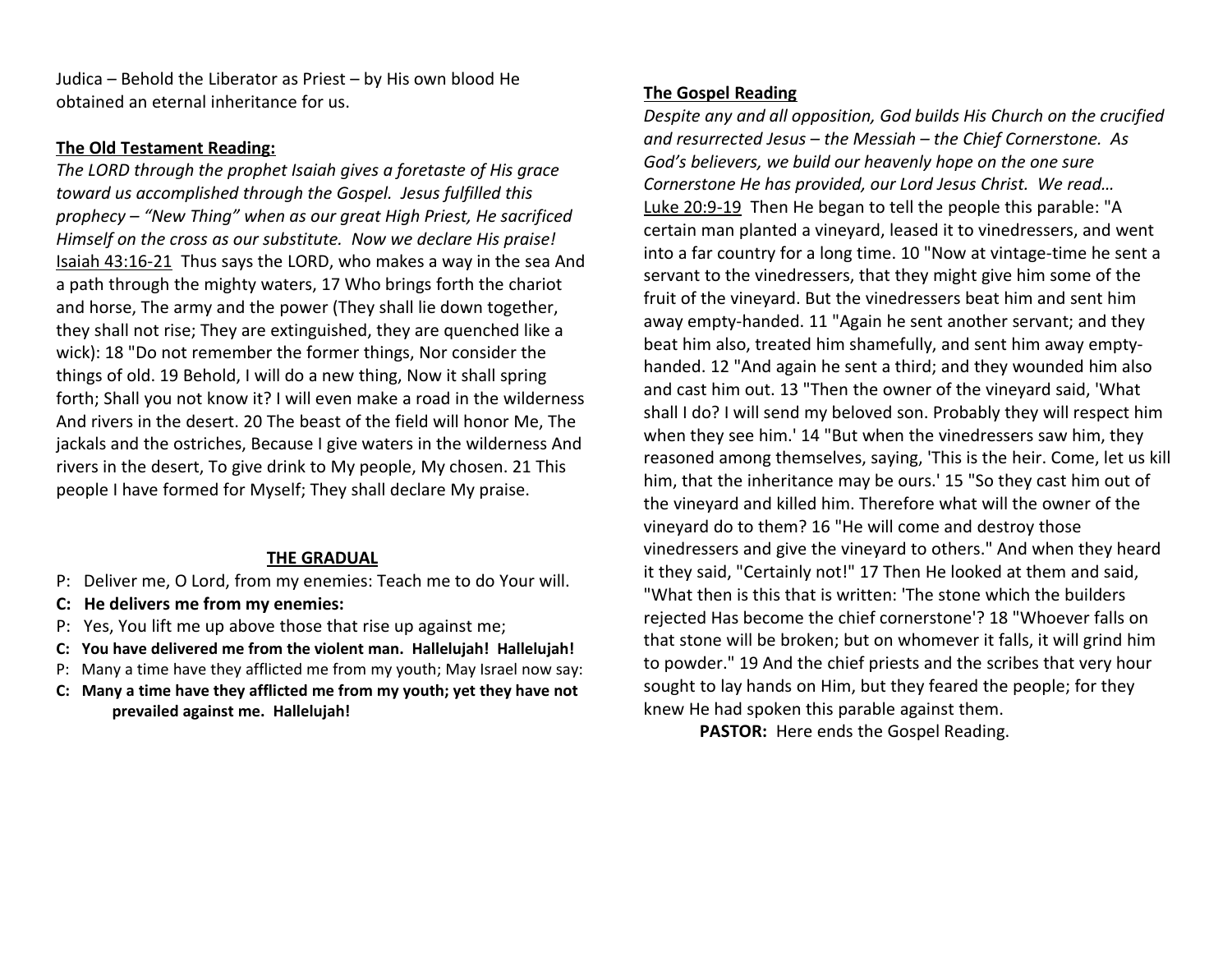Judica – Behold the Liberator as Priest – by His own blood He obtained an eternal inheritance for us.

**The Old Testament Reading:**

*The LORD through the prophet Isaiah gives a foretaste of His grace toward us accomplished through the Gospel. Jesus fulfilled this prophecy – "New Thing" when as our great High Priest, He sacrificed Himself on the cross as our substitute. Now we declare His praise!*

Isaiah 43:16-21 Thus says the LORD, who makes a way in the sea And a path through the mighty waters, 17 Who brings forth the chariot and horse, The army and the power (They shall lie down together, they shall not rise; They are extinguished, they are quenched like a wick): 18 "Do not remember the former things, Nor consider the things of old. 19 Behold, I will do a new thing, Now it shall spring forth; Shall you not know it? I will even make a road in the wilderness And rivers in the desert. 20 The beast of the field will honor Me, The jackals and the ostriches, Because I give waters in the wilderness And rivers in the desert, To give drink to My people, My chosen. 21 This people I have formed for Myself; They shall declare My praise.

**THE GRADUAL**

P: Deliver me, O Lord, from my enemies: Teach me to do Your will.

**C: He delivers me from my enemies:**

P: Yes, You lift me up above those that rise up against me;

**C: You have delivered me from the violent man. Hallelujah! Hallelujah!**

P: Many a time have they afflicted me from my youth; May Israel now say:

**C: Many a time have they afflicted me from my youth; yet they have not prevailed against me. Hallelujah!**

**The Gospel Reading**

*Despite any and all opposition, God builds His Church on the crucified and resurrected Jesus – the Messiah – the Chief Cornerstone. As God's believers, we build our heavenly hope on the one sure Cornerstone He has provided, our Lord Jesus Christ. We read…*

Luke 20:9-19 Then He began to tell the people this parable: "A certain man planted a vineyard, leased it to vinedressers, and went into a far country for a long time. 10 "Now at vintage-time he sent a servant to the vinedressers, that they might give him some of the fruit of the vineyard. But the vinedressers beat him and sent him away empty-handed. 11 "Again he sent another servant; and they beat him also, treated him shamefully, and sent him away empty-handed. 12 "And again he sent a third; and they wounded him also and cast him out. 13 "Then the owner of the vineyard said, 'What shall I do? I will send my beloved son. Probably they will respect him when they see him.' 14 "But when the vinedressers saw him, they reasoned among themselves, saying, 'This is the heir. Come, let us kill him, that the inheritance may be ours.' 15 "So they cast him out of the vineyard and killed him. Therefore what will the owner of the vineyard do to them? 16 "He will come and destroy those vinedressers and give the vineyard to others." And when they heard it they said, "Certainly not!" 17 Then He looked at them and said, "What then is this that is written: 'The stone which the builders rejected Has become the chief cornerstone'? 18 "Whoever falls on that stone will be broken; but on whomever it falls, it will grind him to powder." 19 And the chief priests and the scribes that very hour sought to lay hands on Him, but they feared the people; for they knew He had spoken this parable against them.

**PASTOR:** Here ends the Gospel Reading.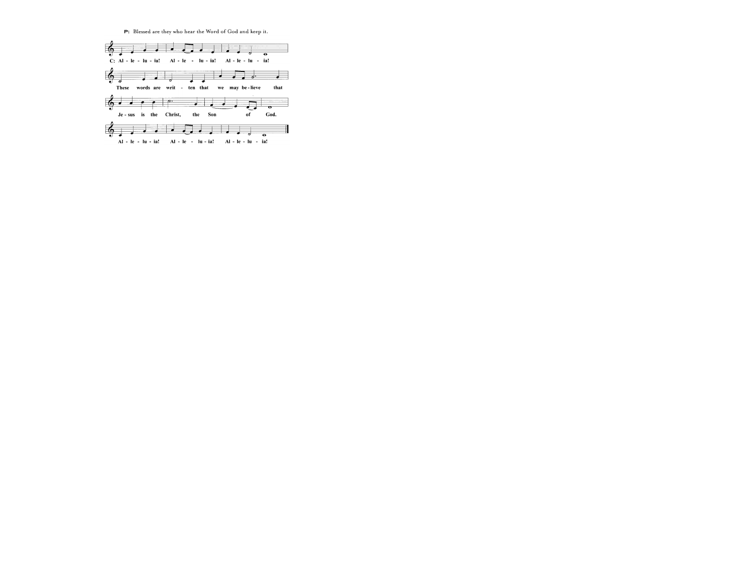**P:** Blessed are they who hear the Word of God and keep it.

C: Al - le - lu - ia! Al - le - lu - ia! Al - le - lu - ia!

These words are writ - ten that we may be - lieve that

Je - sus is the Christ, the Son of God.

Al - le - lu - ia! Al - le - lu - ia! Al - le - lu - ia!